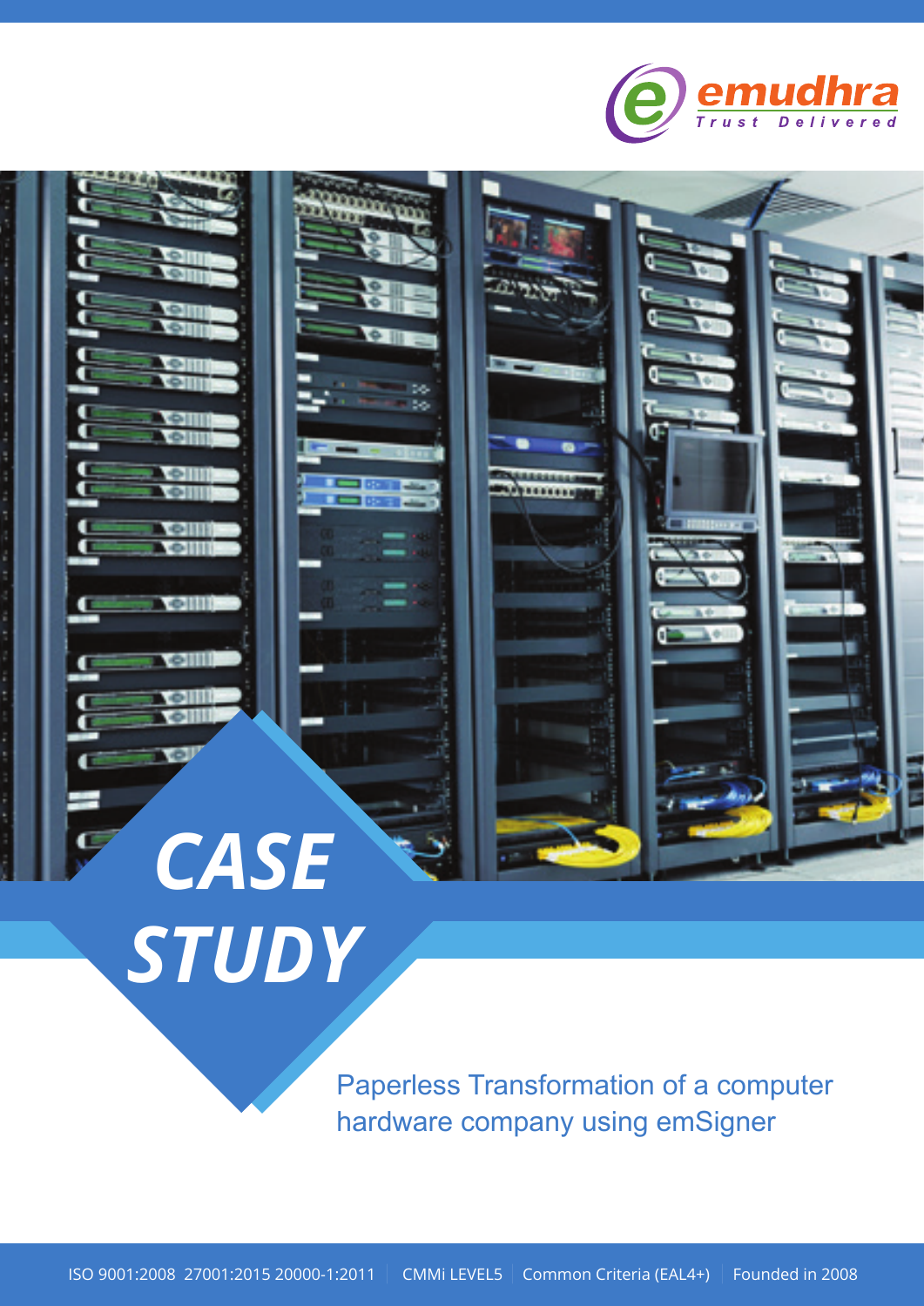emudhra

Trust Delivered

# CASE STUDY

Paperless Transformation of a computer hardware company using emSigner

ISO 9001:2008 27001:2015 20000-1:2011 | CMMi LEVEL5 | Common Criteria (EAL4+) | Founded in 2008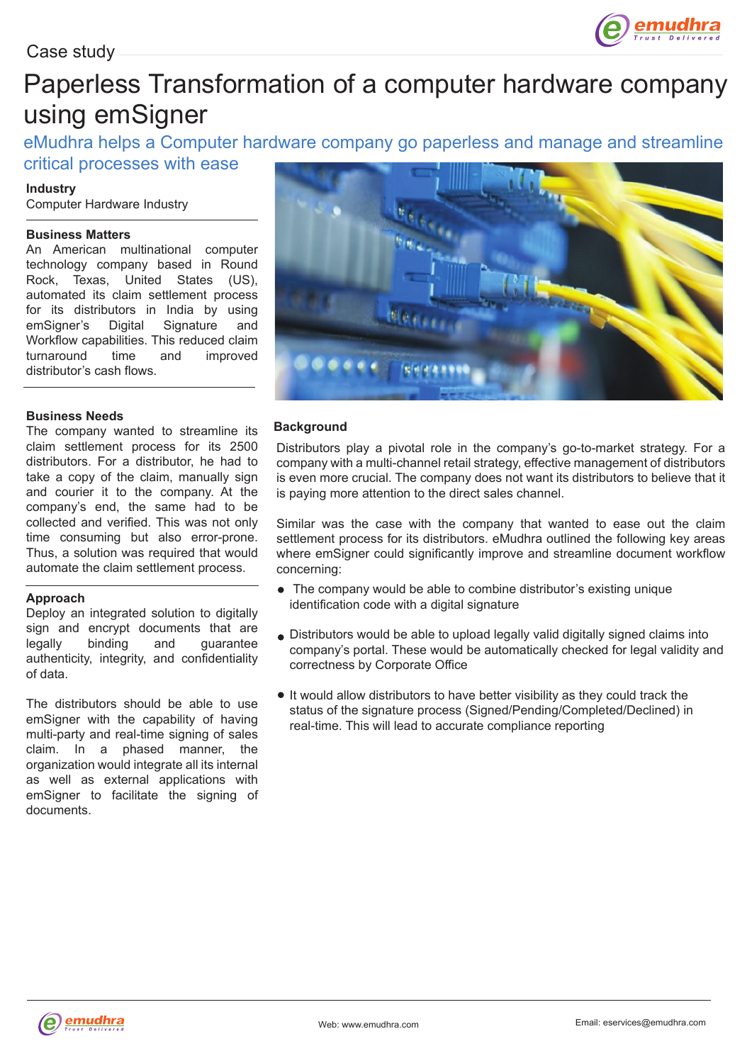Case study

# Paperless Transformation of a computer hardware company using emSigner

## eMudhra helps a Computer hardware company go paperless and manage and streamline critical processes with ease

**Industry**

Computer Hardware Industry

**Business Matters**

An American multinational computer technology company based in Round Rock, Texas, United States (US), automated its claim settlement process for its distributors in India by using emSigner's Digital Signature and Workflow capabilities. This reduced claim turnaround time and improved distributor's cash flows.

**Business Needs**

The company wanted to streamline its claim settlement process for its 2500 distributors. For a distributor, he had to take a copy of the claim, manually sign and courier it to the company. At the company's end, the same had to be collected and verified. This was not only time consuming but also error-prone. Thus, a solution was required that would automate the claim settlement process.

**Approach**

Deploy an integrated solution to digitally sign and encrypt documents that are legally binding and guarantee authenticity, integrity, and confidentiality of data.

The distributors should be able to use emSigner with the capability of having multi-party and real-time signing of sales claim. In a phased manner, the organization would integrate all its internal as well as external applications with emSigner to facilitate the signing of documents.

**Background**

Distributors play a pivotal role in the company's go-to-market strategy. For a company with a multi-channel retail strategy, effective management of distributors is even more crucial. The company does not want its distributors to believe that it is paying more attention to the direct sales channel.

Similar was the case with the company that wanted to ease out the claim settlement process for its distributors. eMudhra outlined the following key areas where emSigner could significantly improve and streamline document workflow concerning:

- The company would be able to combine distributor's existing unique identification code with a digital signature
- Distributors would be able to upload legally valid digitally signed claims into company's portal. These would be automatically checked for legal validity and correctness by Corporate Office
- It would allow distributors to have better visibility as they could track the status of the signature process (Signed/Pending/Completed/Declined) in real-time. This will lead to accurate compliance reporting

Web: www.emudhra.com

Email: eservices@emudhra.com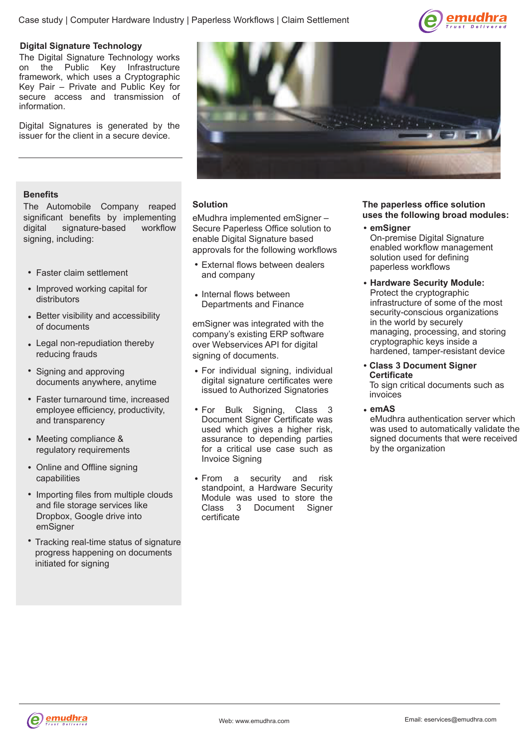## Digital Signature Technology

The Digital Signature Technology works on the Public Key Infrastructure framework, which uses a Cryptographic Key Pair – Private and Public Key for secure access and transmission of information.

Digital Signatures is generated by the issuer for the client in a secure device.

## Benefits

The Automobile Company reaped significant benefits by implementing digital signature-based workflow signing, including:

- Faster claim settlement
- Improved working capital for distributors
- Better visibility and accessibility of documents
- Legal non-repudiation thereby reducing frauds
- Signing and approving documents anywhere, anytime
- Faster turnaround time, increased employee efficiency, productivity, and transparency
- Meeting compliance & regulatory requirements
- Online and Offline signing capabilities
- Importing files from multiple clouds and file storage services like Dropbox, Google drive into emSigner
- Tracking real-time status of signature progress happening on documents initiated for signing

## Solution

eMudhra implemented emSigner – Secure Paperless Office solution to enable Digital Signature based approvals for the following workflows

- External flows between dealers and company
- Internal flows between Departments and Finance

emSigner was integrated with the company's existing ERP software over Webservices API for digital signing of documents.

- For individual signing, individual digital signature certificates were issued to Authorized Signatories
- For Bulk Signing, Class 3 Document Signer Certificate was used which gives a higher risk, assurance to depending parties for a critical use case such as Invoice Signing
- From a security and risk standpoint, a Hardware Security Module was used to store the Class 3 Document Signer certificate

## The paperless office solution uses the following broad modules:

- **emSigner**
  On-premise Digital Signature enabled workflow management solution used for defining paperless workflows
- **Hardware Security Module:**
  Protect the cryptographic infrastructure of some of the most security-conscious organizations in the world by securely managing, processing, and storing cryptographic keys inside a hardened, tamper-resistant device
- **Class 3 Document Signer Certificate**
  To sign critical documents such as invoices
- **emAS**
  eMudhra authentication server which was used to automatically validate the signed documents that were received by the organization

Web: www.emudhra.com

Email: eservices@emudhra.com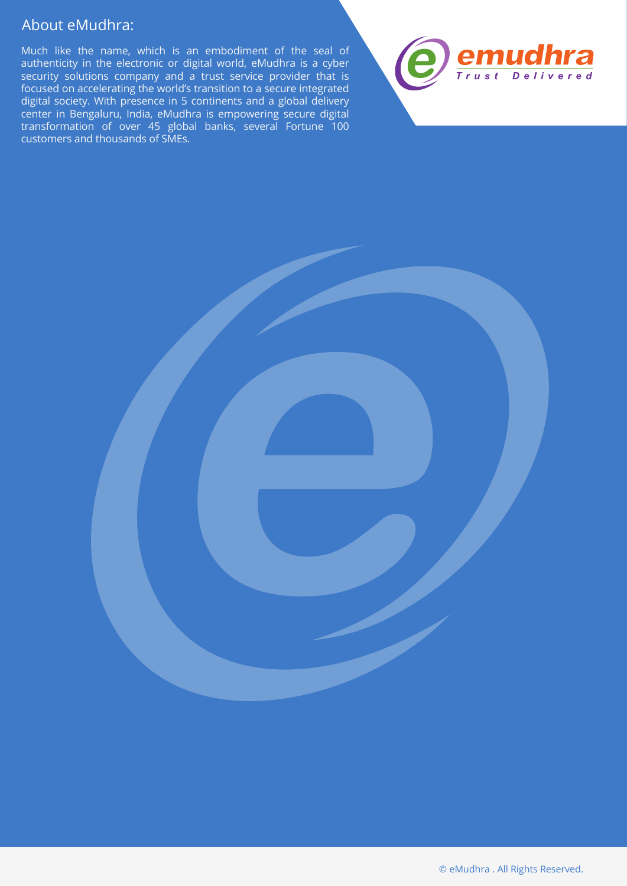## About eMudhra:

Much like the name, which is an embodiment of the seal of authenticity in the electronic or digital world, eMudhra is a cyber security solutions company and a trust service provider that is focused on accelerating the world's transition to a secure integrated digital society. With presence in 5 continents and a global delivery center in Bengaluru, India, eMudhra is empowering secure digital transformation of over 45 global banks, several Fortune 100 customers and thousands of SMEs.

emudhra
Trust Delivered

© eMudhra . All Rights Reserved.